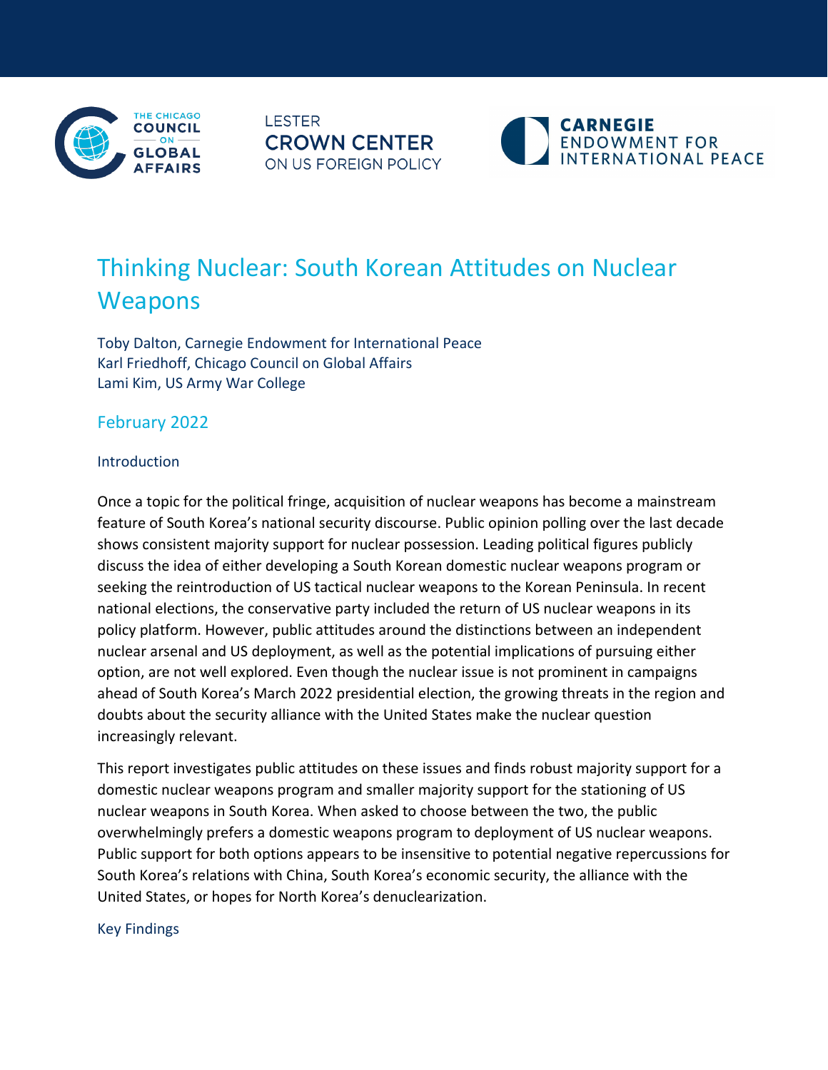# Thinking Nuclear: South Korean Attitudes on Nuclear Weapons

Toby Dalton, Carnegie Endowment for International Peace
Karl Friedhoff, Chicago Council on Global Affairs
Lami Kim, US Army War College

February 2022

## Introduction

Once a topic for the political fringe, acquisition of nuclear weapons has become a mainstream feature of South Korea's national security discourse. Public opinion polling over the last decade shows consistent majority support for nuclear possession. Leading political figures publicly discuss the idea of either developing a South Korean domestic nuclear weapons program or seeking the reintroduction of US tactical nuclear weapons to the Korean Peninsula. In recent national elections, the conservative party included the return of US nuclear weapons in its policy platform. However, public attitudes around the distinctions between an independent nuclear arsenal and US deployment, as well as the potential implications of pursuing either option, are not well explored. Even though the nuclear issue is not prominent in campaigns ahead of South Korea's March 2022 presidential election, the growing threats in the region and doubts about the security alliance with the United States make the nuclear question increasingly relevant.

This report investigates public attitudes on these issues and finds robust majority support for a domestic nuclear weapons program and smaller majority support for the stationing of US nuclear weapons in South Korea. When asked to choose between the two, the public overwhelmingly prefers a domestic weapons program to deployment of US nuclear weapons. Public support for both options appears to be insensitive to potential negative repercussions for South Korea's relations with China, South Korea's economic security, the alliance with the United States, or hopes for North Korea's denuclearization.

## Key Findings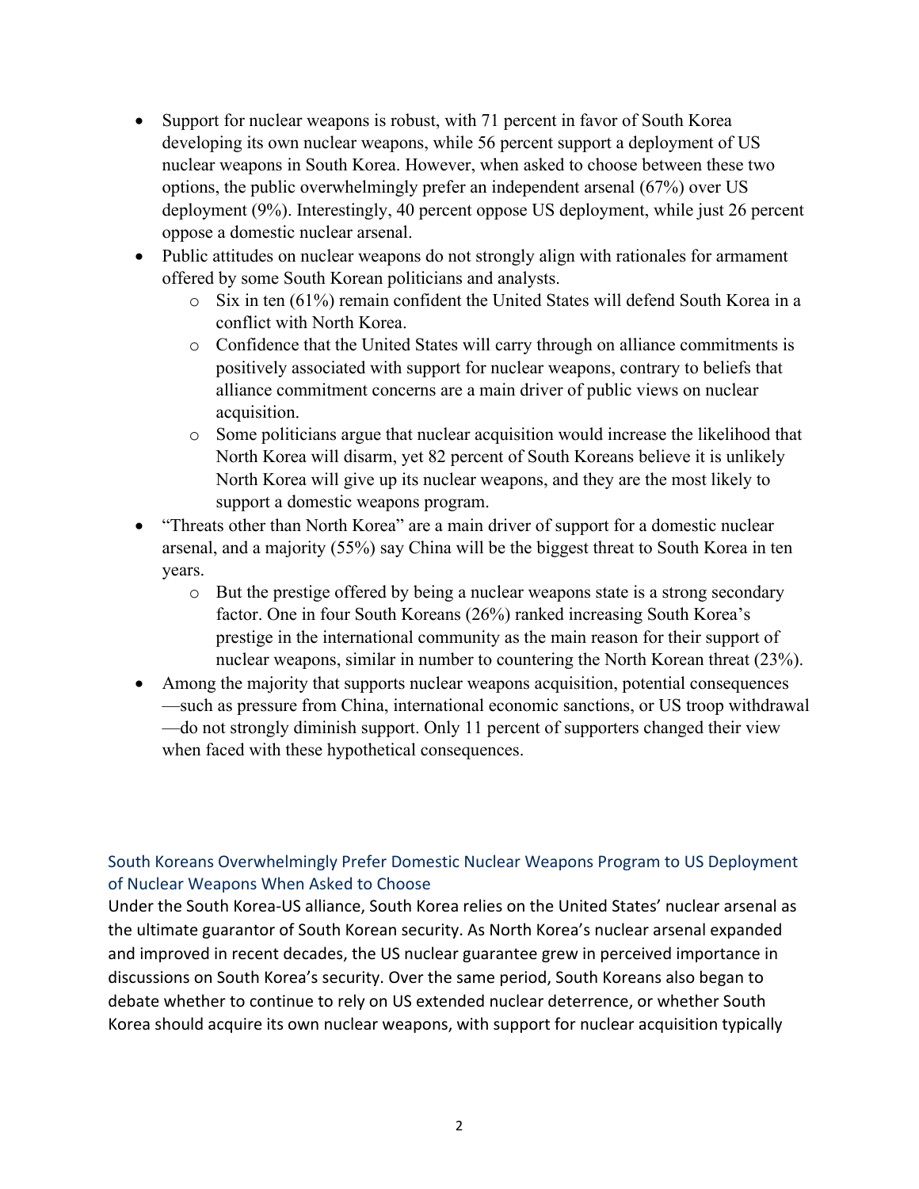- Support for nuclear weapons is robust, with 71 percent in favor of South Korea developing its own nuclear weapons, while 56 percent support a deployment of US nuclear weapons in South Korea. However, when asked to choose between these two options, the public overwhelmingly prefer an independent arsenal (67%) over US deployment (9%). Interestingly, 40 percent oppose US deployment, while just 26 percent oppose a domestic nuclear arsenal.
- Public attitudes on nuclear weapons do not strongly align with rationales for armament offered by some South Korean politicians and analysts.
    - Six in ten (61%) remain confident the United States will defend South Korea in a conflict with North Korea.
    - Confidence that the United States will carry through on alliance commitments is positively associated with support for nuclear weapons, contrary to beliefs that alliance commitment concerns are a main driver of public views on nuclear acquisition.
    - Some politicians argue that nuclear acquisition would increase the likelihood that North Korea will disarm, yet 82 percent of South Koreans believe it is unlikely North Korea will give up its nuclear weapons, and they are the most likely to support a domestic weapons program.
- "Threats other than North Korea" are a main driver of support for a domestic nuclear arsenal, and a majority (55%) say China will be the biggest threat to South Korea in ten years.
    - But the prestige offered by being a nuclear weapons state is a strong secondary factor. One in four South Koreans (26%) ranked increasing South Korea's prestige in the international community as the main reason for their support of nuclear weapons, similar in number to countering the North Korean threat (23%).
- Among the majority that supports nuclear weapons acquisition, potential consequences —such as pressure from China, international economic sanctions, or US troop withdrawal —do not strongly diminish support. Only 11 percent of supporters changed their view when faced with these hypothetical consequences.

## South Koreans Overwhelmingly Prefer Domestic Nuclear Weapons Program to US Deployment of Nuclear Weapons When Asked to Choose

Under the South Korea-US alliance, South Korea relies on the United States' nuclear arsenal as the ultimate guarantor of South Korean security. As North Korea's nuclear arsenal expanded and improved in recent decades, the US nuclear guarantee grew in perceived importance in discussions on South Korea's security. Over the same period, South Koreans also began to debate whether to continue to rely on US extended nuclear deterrence, or whether South Korea should acquire its own nuclear weapons, with support for nuclear acquisition typically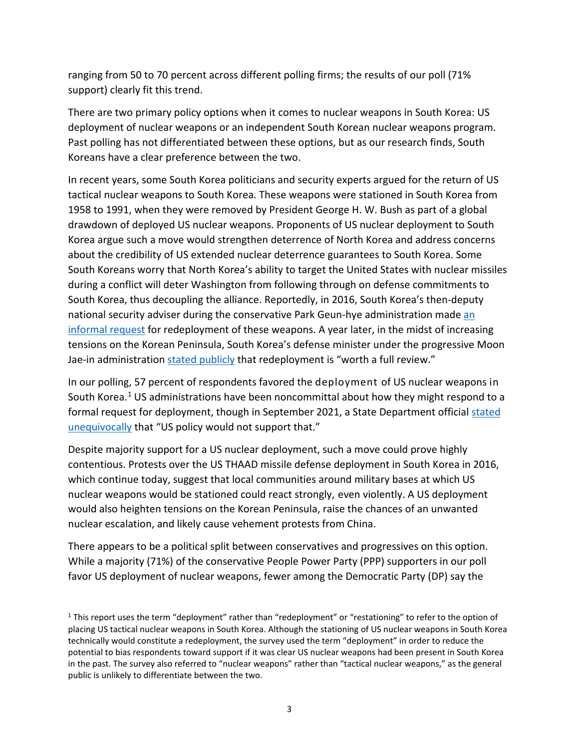ranging from 50 to 70 percent across different polling firms; the results of our poll (71% support) clearly fit this trend.

There are two primary policy options when it comes to nuclear weapons in South Korea: US deployment of nuclear weapons or an independent South Korean nuclear weapons program. Past polling has not differentiated between these options, but as our research finds, South Koreans have a clear preference between the two.

In recent years, some South Korea politicians and security experts argued for the return of US tactical nuclear weapons to South Korea. These weapons were stationed in South Korea from 1958 to 1991, when they were removed by President George H. W. Bush as part of a global drawdown of deployed US nuclear weapons. Proponents of US nuclear deployment to South Korea argue such a move would strengthen deterrence of North Korea and address concerns about the credibility of US extended nuclear deterrence guarantees to South Korea. Some South Koreans worry that North Korea's ability to target the United States with nuclear missiles during a conflict will deter Washington from following through on defense commitments to South Korea, thus decoupling the alliance. Reportedly, in 2016, South Korea's then-deputy national security adviser during the conservative Park Geun-hye administration made an informal request for redeployment of these weapons. A year later, in the midst of increasing tensions on the Korean Peninsula, South Korea's defense minister under the progressive Moon Jae-in administration stated publicly that redeployment is "worth a full review."

In our polling, 57 percent of respondents favored the deployment of US nuclear weapons in South Korea.[1] US administrations have been noncommittal about how they might respond to a formal request for deployment, though in September 2021, a State Department official stated unequivocally that "US policy would not support that."

Despite majority support for a US nuclear deployment, such a move could prove highly contentious. Protests over the US THAAD missile defense deployment in South Korea in 2016, which continue today, suggest that local communities around military bases at which US nuclear weapons would be stationed could react strongly, even violently. A US deployment would also heighten tensions on the Korean Peninsula, raise the chances of an unwanted nuclear escalation, and likely cause vehement protests from China.

There appears to be a political split between conservatives and progressives on this option. While a majority (71%) of the conservative People Power Party (PPP) supporters in our poll favor US deployment of nuclear weapons, fewer among the Democratic Party (DP) say the

[1] This report uses the term "deployment" rather than "redeployment" or "restationing" to refer to the option of placing US tactical nuclear weapons in South Korea. Although the stationing of US nuclear weapons in South Korea technically would constitute a redeployment, the survey used the term "deployment" in order to reduce the potential to bias respondents toward support if it was clear US nuclear weapons had been present in South Korea in the past. The survey also referred to "nuclear weapons" rather than "tactical nuclear weapons," as the general public is unlikely to differentiate between the two.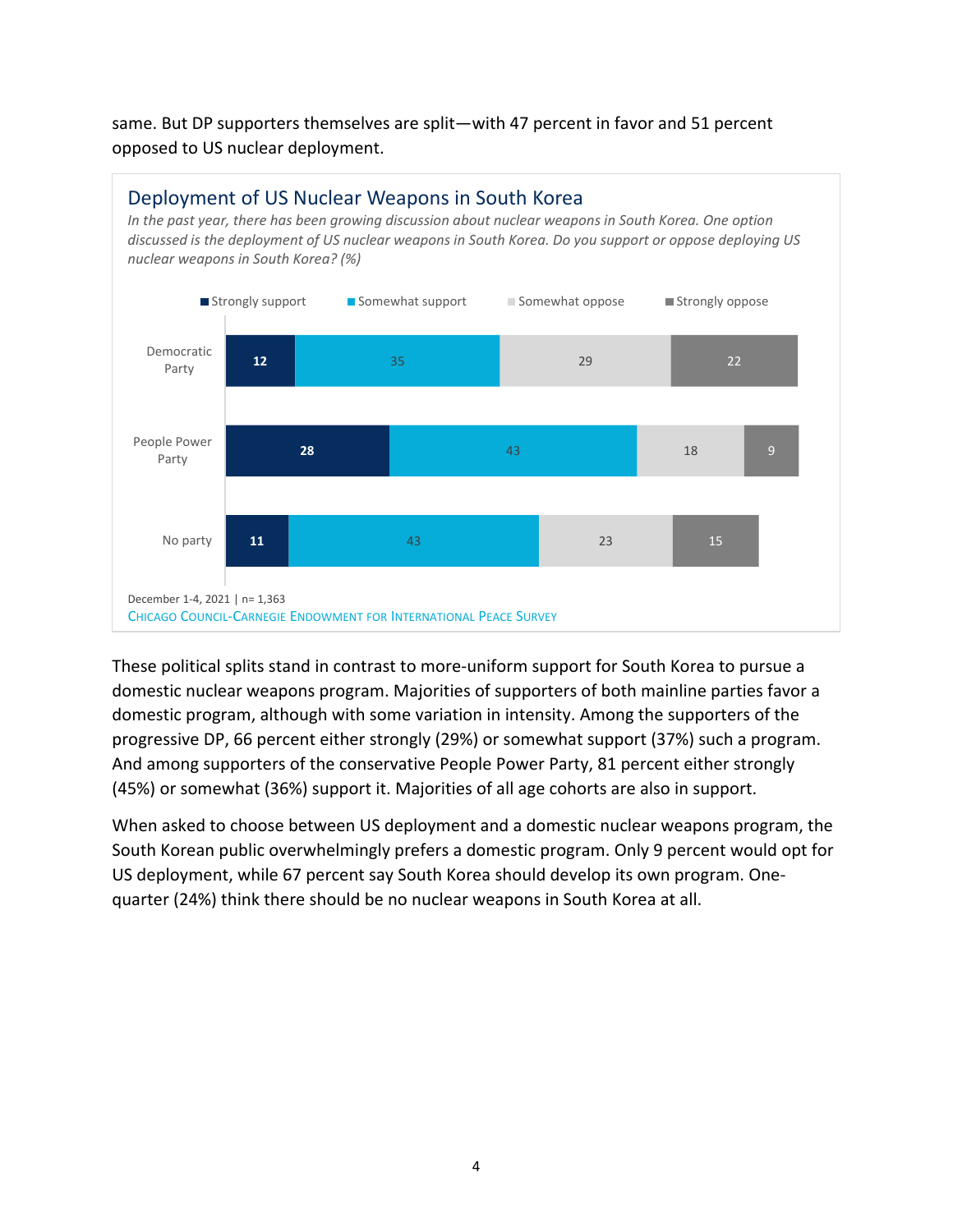same. But DP supporters themselves are split—with 47 percent in favor and 51 percent opposed to US nuclear deployment.

## Deployment of US Nuclear Weapons in South Korea

*In the past year, there has been growing discussion about nuclear weapons in South Korea. One option discussed is the deployment of US nuclear weapons in South Korea. Do you support or oppose deploying US nuclear weapons in South Korea? (%)*

| | Strongly support | Somewhat support | Somewhat oppose | Strongly oppose |
|---|---|---|---|---|
| Democratic Party | 12 | 35 | 29 | 22 |
| People Power Party | 28 | 43 | 18 | 9 |
| No party | 11 | 43 | 23 | 15 |

December 1-4, 2021 | n= 1,363

CHICAGO COUNCIL-CARNEGIE ENDOWMENT FOR INTERNATIONAL PEACE SURVEY

These political splits stand in contrast to more-uniform support for South Korea to pursue a domestic nuclear weapons program. Majorities of supporters of both mainline parties favor a domestic program, although with some variation in intensity. Among the supporters of the progressive DP, 66 percent either strongly (29%) or somewhat support (37%) such a program. And among supporters of the conservative People Power Party, 81 percent either strongly (45%) or somewhat (36%) support it. Majorities of all age cohorts are also in support.

When asked to choose between US deployment and a domestic nuclear weapons program, the South Korean public overwhelmingly prefers a domestic program. Only 9 percent would opt for US deployment, while 67 percent say South Korea should develop its own program. One-quarter (24%) think there should be no nuclear weapons in South Korea at all.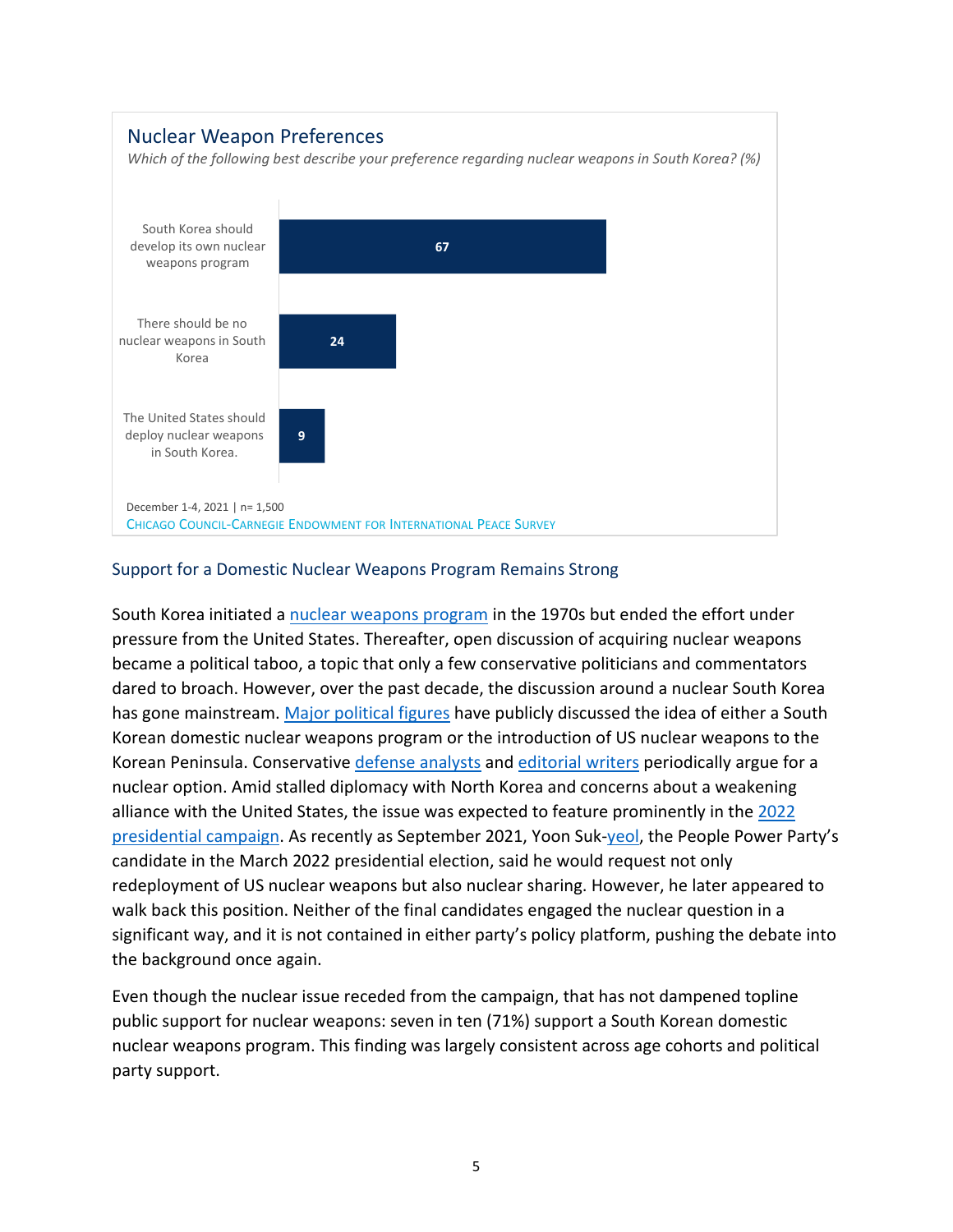## Nuclear Weapon Preferences

*Which of the following best describe your preference regarding nuclear weapons in South Korea? (%)*

| Preference | % |
|---|---|
| South Korea should develop its own nuclear weapons program | 67 |
| There should be no nuclear weapons in South Korea | 24 |
| The United States should deploy nuclear weapons in South Korea. | 9 |

December 1-4, 2021 | n= 1,500

CHICAGO COUNCIL-CARNEGIE ENDOWMENT FOR INTERNATIONAL PEACE SURVEY

### Support for a Domestic Nuclear Weapons Program Remains Strong

South Korea initiated a nuclear weapons program in the 1970s but ended the effort under pressure from the United States. Thereafter, open discussion of acquiring nuclear weapons became a political taboo, a topic that only a few conservative politicians and commentators dared to broach. However, over the past decade, the discussion around a nuclear South Korea has gone mainstream. Major political figures have publicly discussed the idea of either a South Korean domestic nuclear weapons program or the introduction of US nuclear weapons to the Korean Peninsula. Conservative defense analysts and editorial writers periodically argue for a nuclear option. Amid stalled diplomacy with North Korea and concerns about a weakening alliance with the United States, the issue was expected to feature prominently in the 2022 presidential campaign. As recently as September 2021, Yoon Suk-yeol, the People Power Party's candidate in the March 2022 presidential election, said he would request not only redeployment of US nuclear weapons but also nuclear sharing. However, he later appeared to walk back this position. Neither of the final candidates engaged the nuclear question in a significant way, and it is not contained in either party's policy platform, pushing the debate into the background once again.

Even though the nuclear issue receded from the campaign, that has not dampened topline public support for nuclear weapons: seven in ten (71%) support a South Korean domestic nuclear weapons program. This finding was largely consistent across age cohorts and political party support.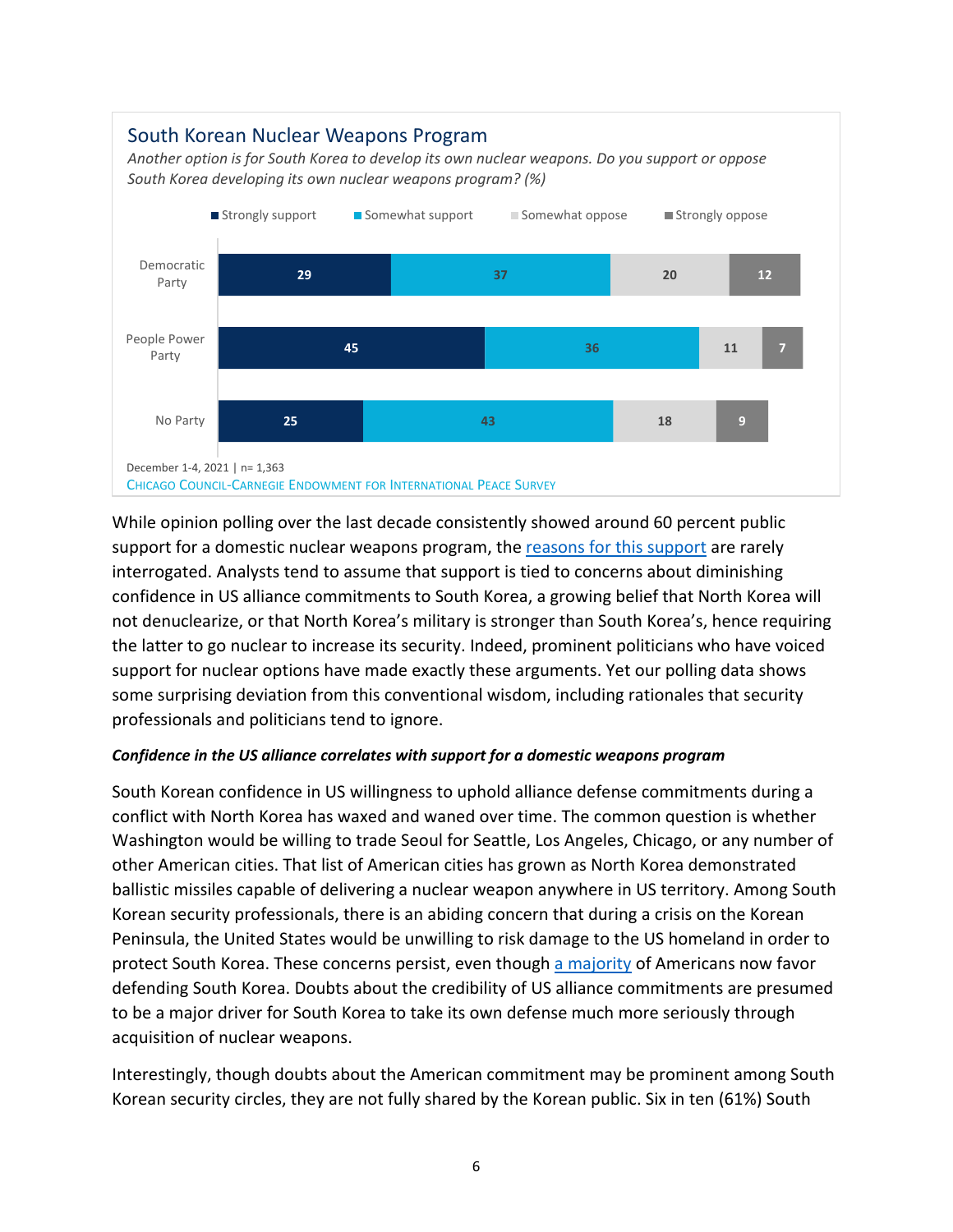**South Korean Nuclear Weapons Program**

*Another option is for South Korea to develop its own nuclear weapons. Do you support or oppose South Korea developing its own nuclear weapons program? (%)*

| | Strongly support | Somewhat support | Somewhat oppose | Strongly oppose |
|---|---|---|---|---|
| Democratic Party | 29 | 37 | 20 | 12 |
| People Power Party | 45 | 36 | 11 | 7 |
| No Party | 25 | 43 | 18 | 9 |

December 1-4, 2021 | n= 1,363
CHICAGO COUNCIL-CARNEGIE ENDOWMENT FOR INTERNATIONAL PEACE SURVEY

While opinion polling over the last decade consistently showed around 60 percent public support for a domestic nuclear weapons program, the reasons for this support are rarely interrogated. Analysts tend to assume that support is tied to concerns about diminishing confidence in US alliance commitments to South Korea, a growing belief that North Korea will not denuclearize, or that North Korea's military is stronger than South Korea's, hence requiring the latter to go nuclear to increase its security. Indeed, prominent politicians who have voiced support for nuclear options have made exactly these arguments. Yet our polling data shows some surprising deviation from this conventional wisdom, including rationales that security professionals and politicians tend to ignore.

***Confidence in the US alliance correlates with support for a domestic weapons program***

South Korean confidence in US willingness to uphold alliance defense commitments during a conflict with North Korea has waxed and waned over time. The common question is whether Washington would be willing to trade Seoul for Seattle, Los Angeles, Chicago, or any number of other American cities. That list of American cities has grown as North Korea demonstrated ballistic missiles capable of delivering a nuclear weapon anywhere in US territory. Among South Korean security professionals, there is an abiding concern that during a crisis on the Korean Peninsula, the United States would be unwilling to risk damage to the US homeland in order to protect South Korea. These concerns persist, even though a majority of Americans now favor defending South Korea. Doubts about the credibility of US alliance commitments are presumed to be a major driver for South Korea to take its own defense much more seriously through acquisition of nuclear weapons.

Interestingly, though doubts about the American commitment may be prominent among South Korean security circles, they are not fully shared by the Korean public. Six in ten (61%) South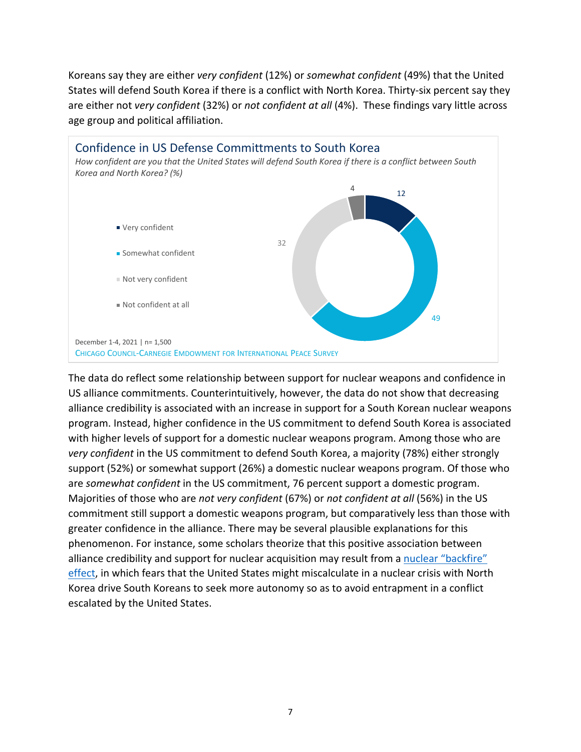Koreans say they are either *very confident* (12%) or *somewhat confident* (49%) that the United States will defend South Korea if there is a conflict with North Korea. Thirty-six percent say they are either not *very confident* (32%) or *not confident at all* (4%). These findings vary little across age group and political affiliation.

### Confidence in US Defense Committments to South Korea

*How confident are you that the United States will defend South Korea if there is a conflict between South Korea and North Korea? (%)*

| Response | % |
|---|---|
| Very confident | 12 |
| Somewhat confident | 49 |
| Not very confident | 32 |
| Not confident at all | 4 |

December 1-4, 2021 | n= 1,500

CHICAGO COUNCIL-CARNEGIE EMDOWMENT FOR INTERNATIONAL PEACE SURVEY

The data do reflect some relationship between support for nuclear weapons and confidence in US alliance commitments. Counterintuitively, however, the data do not show that decreasing alliance credibility is associated with an increase in support for a South Korean nuclear weapons program. Instead, higher confidence in the US commitment to defend South Korea is associated with higher levels of support for a domestic nuclear weapons program. Among those who are *very confident* in the US commitment to defend South Korea, a majority (78%) either strongly support (52%) or somewhat support (26%) a domestic nuclear weapons program. Of those who are *somewhat confident* in the US commitment, 76 percent support a domestic program. Majorities of those who are *not very confident* (67%) or *not confident at all* (56%) in the US commitment still support a domestic weapons program, but comparatively less than those with greater confidence in the alliance. There may be several plausible explanations for this phenomenon. For instance, some scholars theorize that this positive association between alliance credibility and support for nuclear acquisition may result from a nuclear "backfire" effect, in which fears that the United States might miscalculate in a nuclear crisis with North Korea drive South Koreans to seek more autonomy so as to avoid entrapment in a conflict escalated by the United States.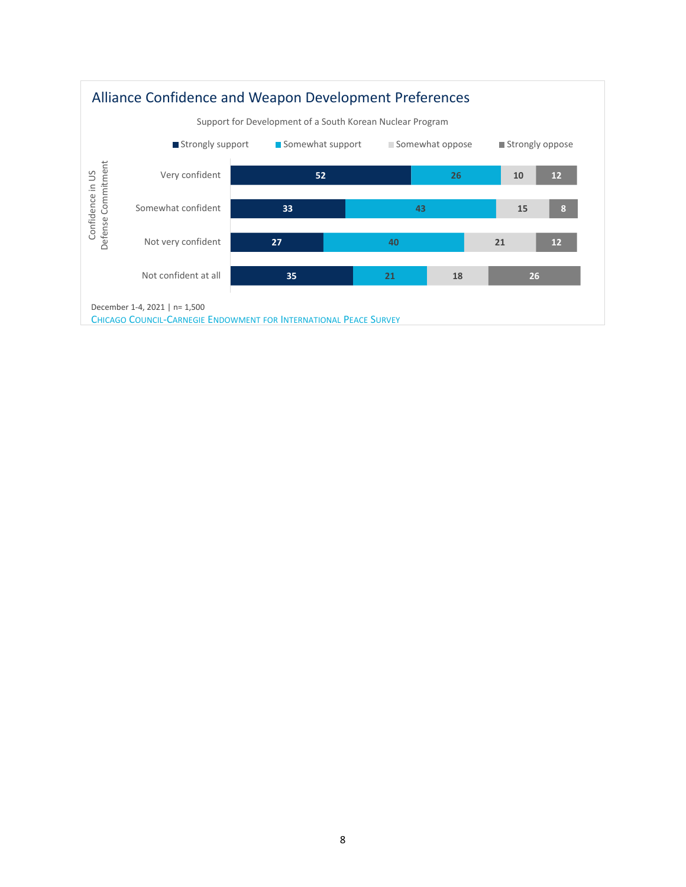## Alliance Confidence and Weapon Development Preferences

Support for Development of a South Korean Nuclear Program

| Confidence in US Defense Commitment | Strongly support | Somewhat support | Somewhat oppose | Strongly oppose |
|---|---|---|---|---|
| Very confident | 52 | 26 | 10 | 12 |
| Somewhat confident | 33 | 43 | 15 | 8 |
| Not very confident | 27 | 40 | 21 | 12 |
| Not confident at all | 35 | 21 | 18 | 26 |

December 1-4, 2021 | n= 1,500

CHICAGO COUNCIL-CARNEGIE ENDOWMENT FOR INTERNATIONAL PEACE SURVEY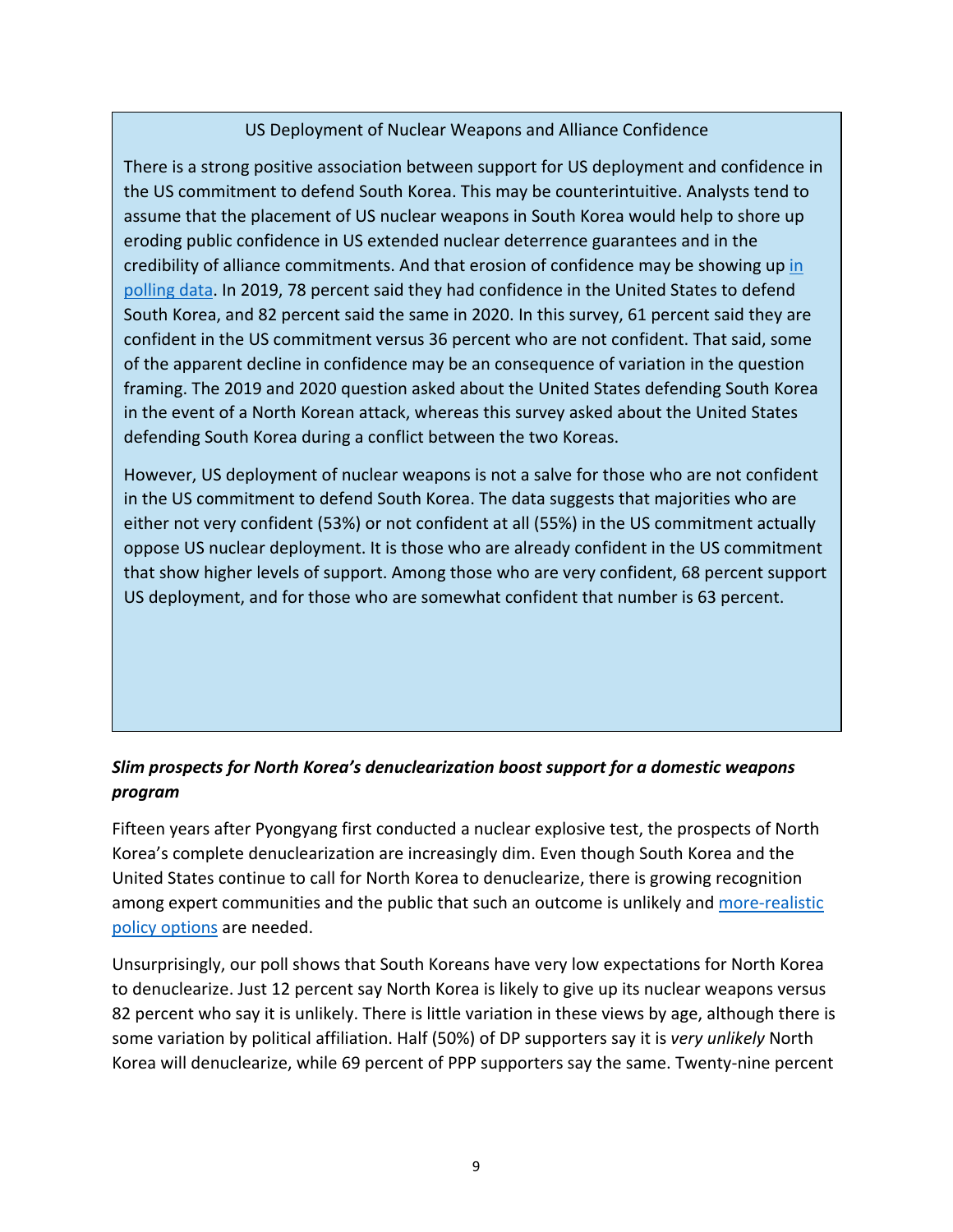US Deployment of Nuclear Weapons and Alliance Confidence

There is a strong positive association between support for US deployment and confidence in the US commitment to defend South Korea. This may be counterintuitive. Analysts tend to assume that the placement of US nuclear weapons in South Korea would help to shore up eroding public confidence in US extended nuclear deterrence guarantees and in the credibility of alliance commitments. And that erosion of confidence may be showing up [in polling data](). In 2019, 78 percent said they had confidence in the United States to defend South Korea, and 82 percent said the same in 2020. In this survey, 61 percent said they are confident in the US commitment versus 36 percent who are not confident. That said, some of the apparent decline in confidence may be an consequence of variation in the question framing. The 2019 and 2020 question asked about the United States defending South Korea in the event of a North Korean attack, whereas this survey asked about the United States defending South Korea during a conflict between the two Koreas.

However, US deployment of nuclear weapons is not a salve for those who are not confident in the US commitment to defend South Korea. The data suggests that majorities who are either not very confident (53%) or not confident at all (55%) in the US commitment actually oppose US nuclear deployment. It is those who are already confident in the US commitment that show higher levels of support. Among those who are very confident, 68 percent support US deployment, and for those who are somewhat confident that number is 63 percent.

### *Slim prospects for North Korea's denuclearization boost support for a domestic weapons program*

Fifteen years after Pyongyang first conducted a nuclear explosive test, the prospects of North Korea's complete denuclearization are increasingly dim. Even though South Korea and the United States continue to call for North Korea to denuclearize, there is growing recognition among expert communities and the public that such an outcome is unlikely and [more-realistic policy options]() are needed.

Unsurprisingly, our poll shows that South Koreans have very low expectations for North Korea to denuclearize. Just 12 percent say North Korea is likely to give up its nuclear weapons versus 82 percent who say it is unlikely. There is little variation in these views by age, although there is some variation by political affiliation. Half (50%) of DP supporters say it is *very unlikely* North Korea will denuclearize, while 69 percent of PPP supporters say the same. Twenty-nine percent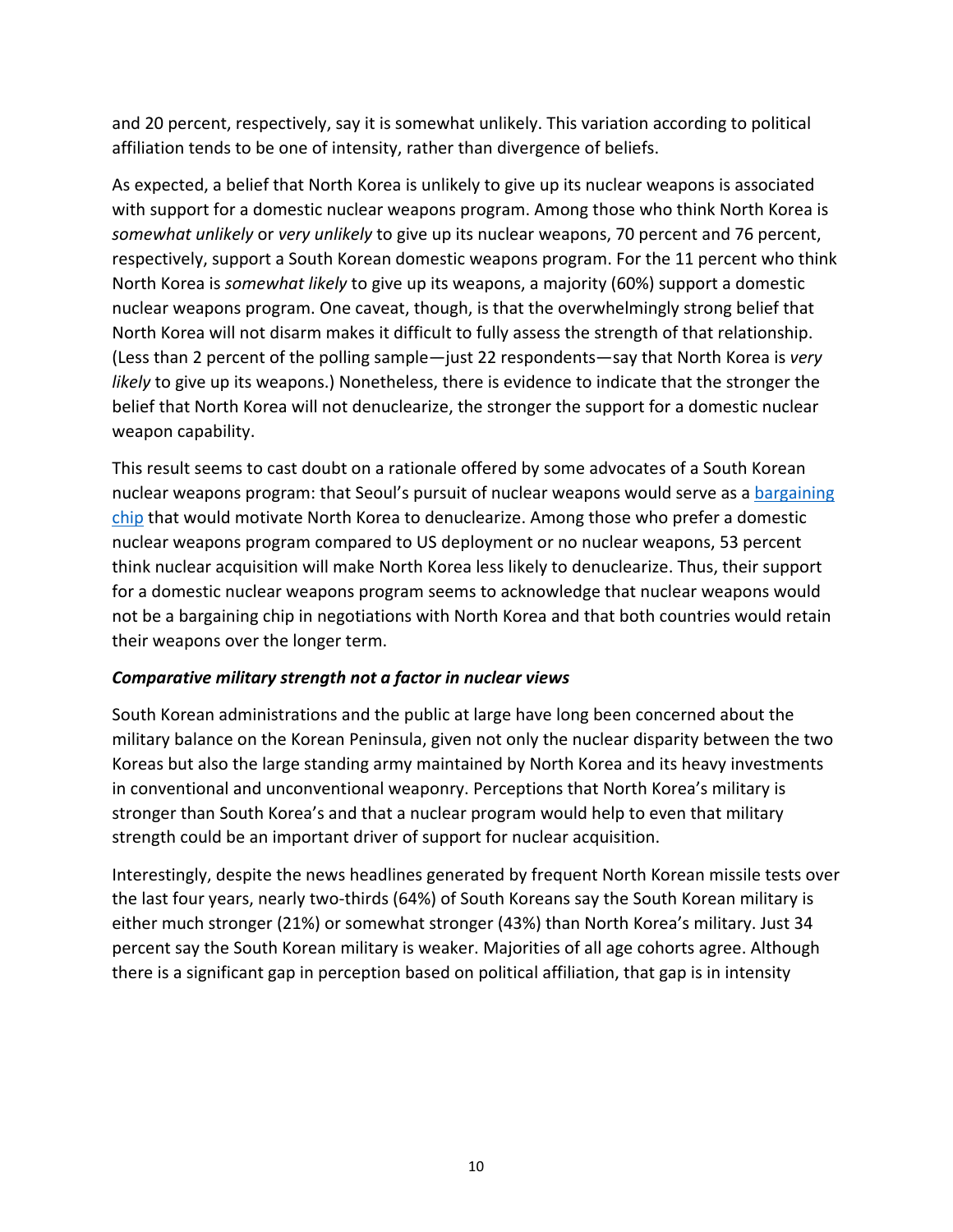and 20 percent, respectively, say it is somewhat unlikely. This variation according to political affiliation tends to be one of intensity, rather than divergence of beliefs.

As expected, a belief that North Korea is unlikely to give up its nuclear weapons is associated with support for a domestic nuclear weapons program. Among those who think North Korea is *somewhat unlikely* or *very unlikely* to give up its nuclear weapons, 70 percent and 76 percent, respectively, support a South Korean domestic weapons program. For the 11 percent who think North Korea is *somewhat likely* to give up its weapons, a majority (60%) support a domestic nuclear weapons program. One caveat, though, is that the overwhelmingly strong belief that North Korea will not disarm makes it difficult to fully assess the strength of that relationship. (Less than 2 percent of the polling sample—just 22 respondents—say that North Korea is *very likely* to give up its weapons.) Nonetheless, there is evidence to indicate that the stronger the belief that North Korea will not denuclearize, the stronger the support for a domestic nuclear weapon capability.

This result seems to cast doubt on a rationale offered by some advocates of a South Korean nuclear weapons program: that Seoul's pursuit of nuclear weapons would serve as a bargaining chip that would motivate North Korea to denuclearize. Among those who prefer a domestic nuclear weapons program compared to US deployment or no nuclear weapons, 53 percent think nuclear acquisition will make North Korea less likely to denuclearize. Thus, their support for a domestic nuclear weapons program seems to acknowledge that nuclear weapons would not be a bargaining chip in negotiations with North Korea and that both countries would retain their weapons over the longer term.

### *Comparative military strength not a factor in nuclear views*

South Korean administrations and the public at large have long been concerned about the military balance on the Korean Peninsula, given not only the nuclear disparity between the two Koreas but also the large standing army maintained by North Korea and its heavy investments in conventional and unconventional weaponry. Perceptions that North Korea's military is stronger than South Korea's and that a nuclear program would help to even that military strength could be an important driver of support for nuclear acquisition.

Interestingly, despite the news headlines generated by frequent North Korean missile tests over the last four years, nearly two-thirds (64%) of South Koreans say the South Korean military is either much stronger (21%) or somewhat stronger (43%) than North Korea's military. Just 34 percent say the South Korean military is weaker. Majorities of all age cohorts agree. Although there is a significant gap in perception based on political affiliation, that gap is in intensity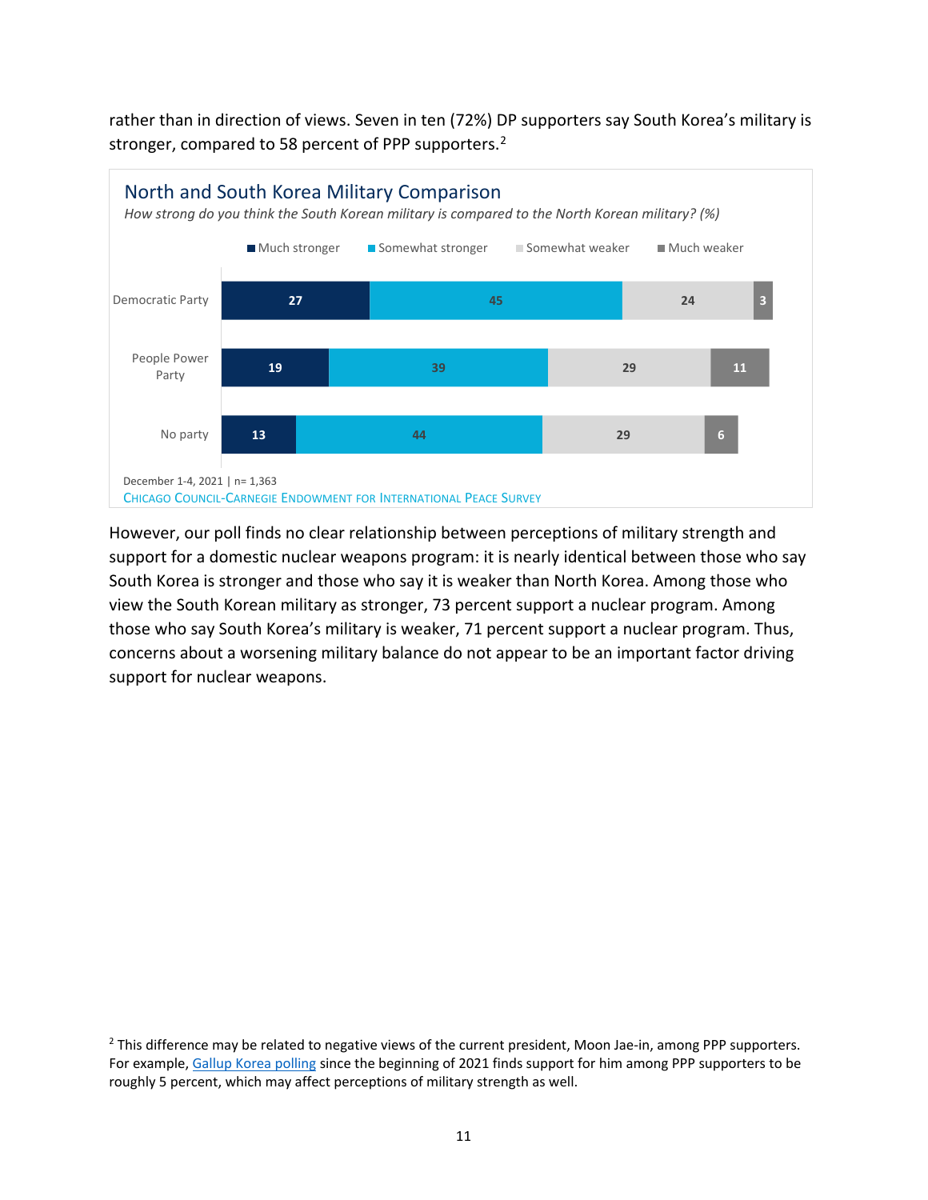rather than in direction of views. Seven in ten (72%) DP supporters say South Korea's military is stronger, compared to 58 percent of PPP supporters.[2]

**North and South Korea Military Comparison**

*How strong do you think the South Korean military is compared to the North Korean military? (%)*

| | Much stronger | Somewhat stronger | Somewhat weaker | Much weaker |
|---|---|---|---|---|
| Democratic Party | 27 | 45 | 24 | 3 |
| People Power Party | 19 | 39 | 29 | 11 |
| No party | 13 | 44 | 29 | 6 |

December 1-4, 2021 | n= 1,363

Chicago Council-Carnegie Endowment for International Peace Survey

However, our poll finds no clear relationship between perceptions of military strength and support for a domestic nuclear weapons program: it is nearly identical between those who say South Korea is stronger and those who say it is weaker than North Korea. Among those who view the South Korean military as stronger, 73 percent support a nuclear program. Among those who say South Korea's military is weaker, 71 percent support a nuclear program. Thus, concerns about a worsening military balance do not appear to be an important factor driving support for nuclear weapons.

[2] This difference may be related to negative views of the current president, Moon Jae-in, among PPP supporters. For example, Gallup Korea polling since the beginning of 2021 finds support for him among PPP supporters to be roughly 5 percent, which may affect perceptions of military strength as well.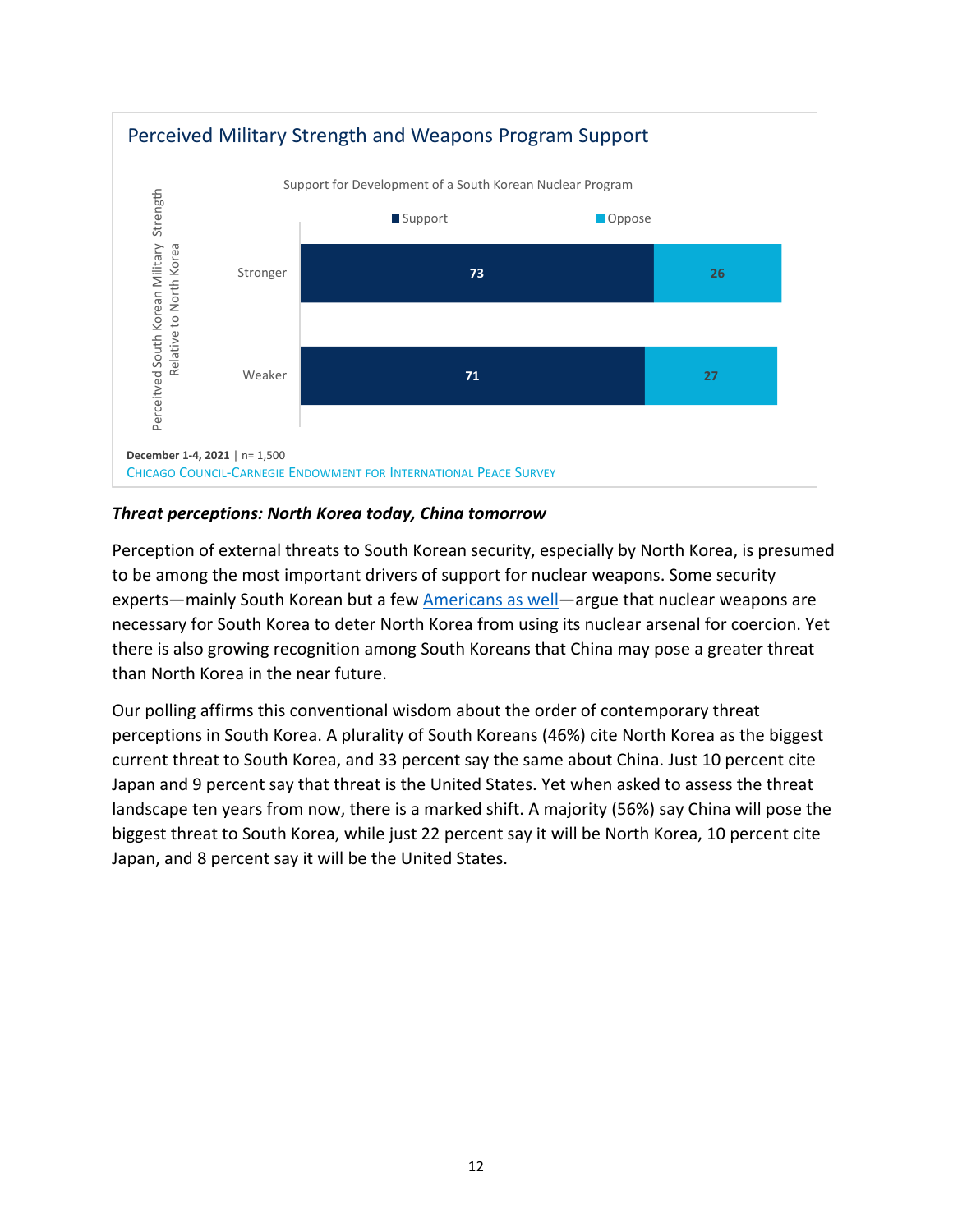**Perceived Military Strength and Weapons Program Support**

Support for Development of a South Korean Nuclear Program

| Perceived South Korean Military Strength Relative to North Korea | Support | Oppose |
|---|---|---|
| Stronger | 73 | 26 |
| Weaker | 71 | 27 |

**December 1-4, 2021** | n= 1,500
CHICAGO COUNCIL-CARNEGIE ENDOWMENT FOR INTERNATIONAL PEACE SURVEY

***Threat perceptions: North Korea today, China tomorrow***

Perception of external threats to South Korean security, especially by North Korea, is presumed to be among the most important drivers of support for nuclear weapons. Some security experts—mainly South Korean but a few Americans as well—argue that nuclear weapons are necessary for South Korea to deter North Korea from using its nuclear arsenal for coercion. Yet there is also growing recognition among South Koreans that China may pose a greater threat than North Korea in the near future.

Our polling affirms this conventional wisdom about the order of contemporary threat perceptions in South Korea. A plurality of South Koreans (46%) cite North Korea as the biggest current threat to South Korea, and 33 percent say the same about China. Just 10 percent cite Japan and 9 percent say that threat is the United States. Yet when asked to assess the threat landscape ten years from now, there is a marked shift. A majority (56%) say China will pose the biggest threat to South Korea, while just 22 percent say it will be North Korea, 10 percent cite Japan, and 8 percent say it will be the United States.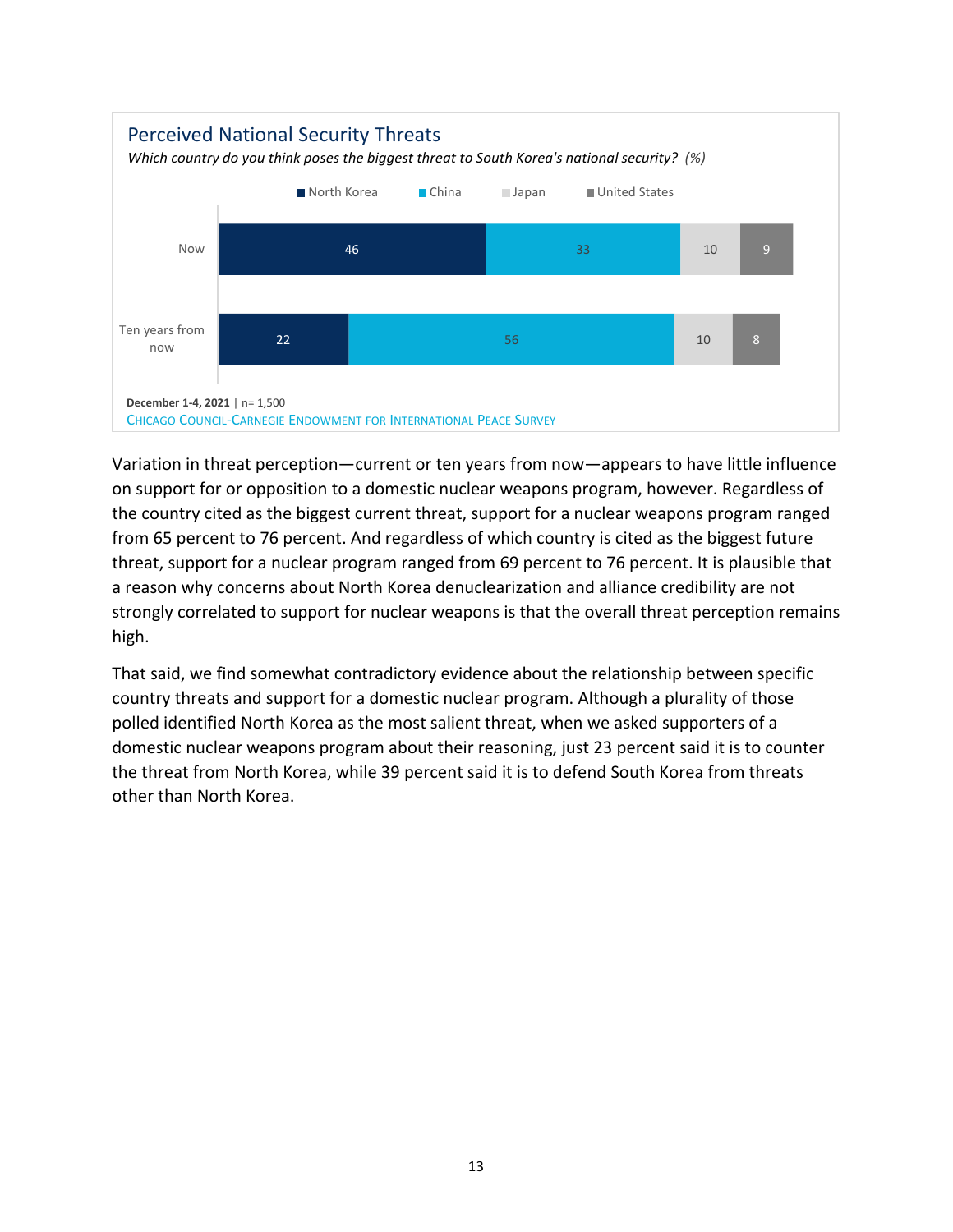## Perceived National Security Threats

*Which country do you think poses the biggest threat to South Korea's national security? (%)*

| | North Korea | China | Japan | United States |
|---|---|---|---|---|
| Now | 46 | 33 | 10 | 9 |
| Ten years from now | 22 | 56 | 10 | 8 |

**December 1-4, 2021** | n= 1,500

CHICAGO COUNCIL-CARNEGIE ENDOWMENT FOR INTERNATIONAL PEACE SURVEY

Variation in threat perception—current or ten years from now—appears to have little influence on support for or opposition to a domestic nuclear weapons program, however. Regardless of the country cited as the biggest current threat, support for a nuclear weapons program ranged from 65 percent to 76 percent. And regardless of which country is cited as the biggest future threat, support for a nuclear program ranged from 69 percent to 76 percent. It is plausible that a reason why concerns about North Korea denuclearization and alliance credibility are not strongly correlated to support for nuclear weapons is that the overall threat perception remains high.

That said, we find somewhat contradictory evidence about the relationship between specific country threats and support for a domestic nuclear program. Although a plurality of those polled identified North Korea as the most salient threat, when we asked supporters of a domestic nuclear weapons program about their reasoning, just 23 percent said it is to counter the threat from North Korea, while 39 percent said it is to defend South Korea from threats other than North Korea.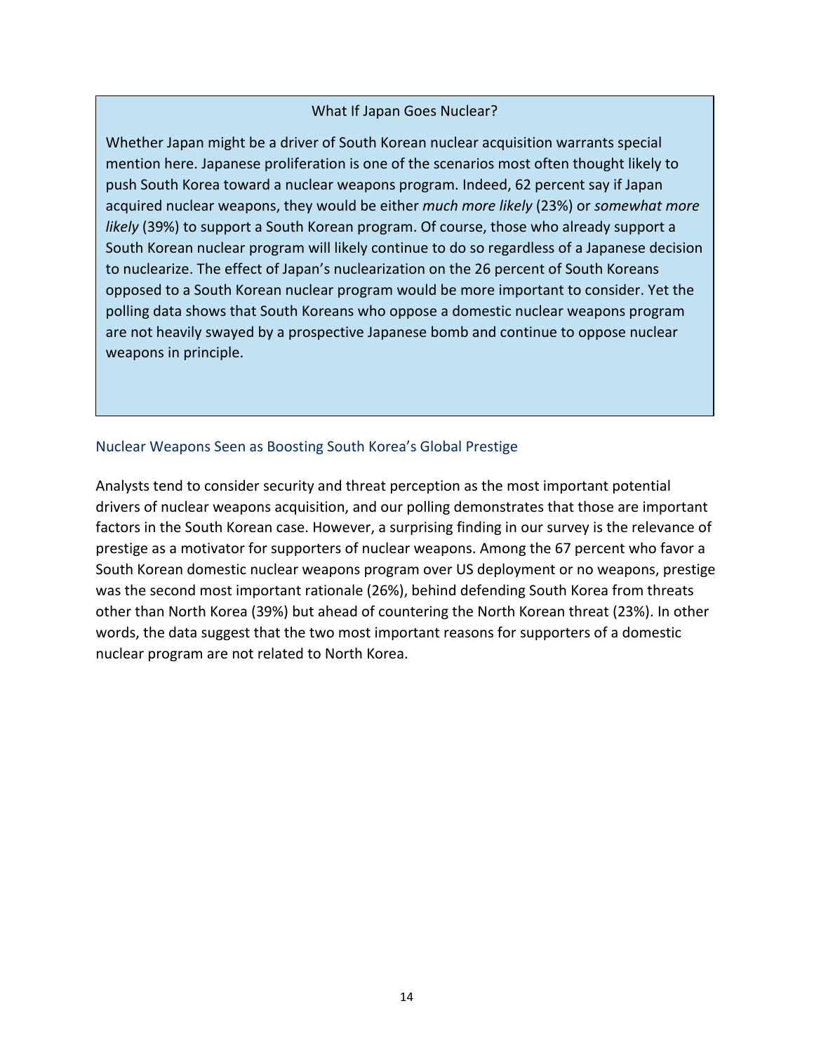### What If Japan Goes Nuclear?

Whether Japan might be a driver of South Korean nuclear acquisition warrants special mention here. Japanese proliferation is one of the scenarios most often thought likely to push South Korea toward a nuclear weapons program. Indeed, 62 percent say if Japan acquired nuclear weapons, they would be either *much more likely* (23%) or *somewhat more likely* (39%) to support a South Korean program. Of course, those who already support a South Korean nuclear program will likely continue to do so regardless of a Japanese decision to nuclearize. The effect of Japan's nuclearization on the 26 percent of South Koreans opposed to a South Korean nuclear program would be more important to consider. Yet the polling data shows that South Koreans who oppose a domestic nuclear weapons program are not heavily swayed by a prospective Japanese bomb and continue to oppose nuclear weapons in principle.

## Nuclear Weapons Seen as Boosting South Korea's Global Prestige

Analysts tend to consider security and threat perception as the most important potential drivers of nuclear weapons acquisition, and our polling demonstrates that those are important factors in the South Korean case. However, a surprising finding in our survey is the relevance of prestige as a motivator for supporters of nuclear weapons. Among the 67 percent who favor a South Korean domestic nuclear weapons program over US deployment or no weapons, prestige was the second most important rationale (26%), behind defending South Korea from threats other than North Korea (39%) but ahead of countering the North Korean threat (23%). In other words, the data suggest that the two most important reasons for supporters of a domestic nuclear program are not related to North Korea.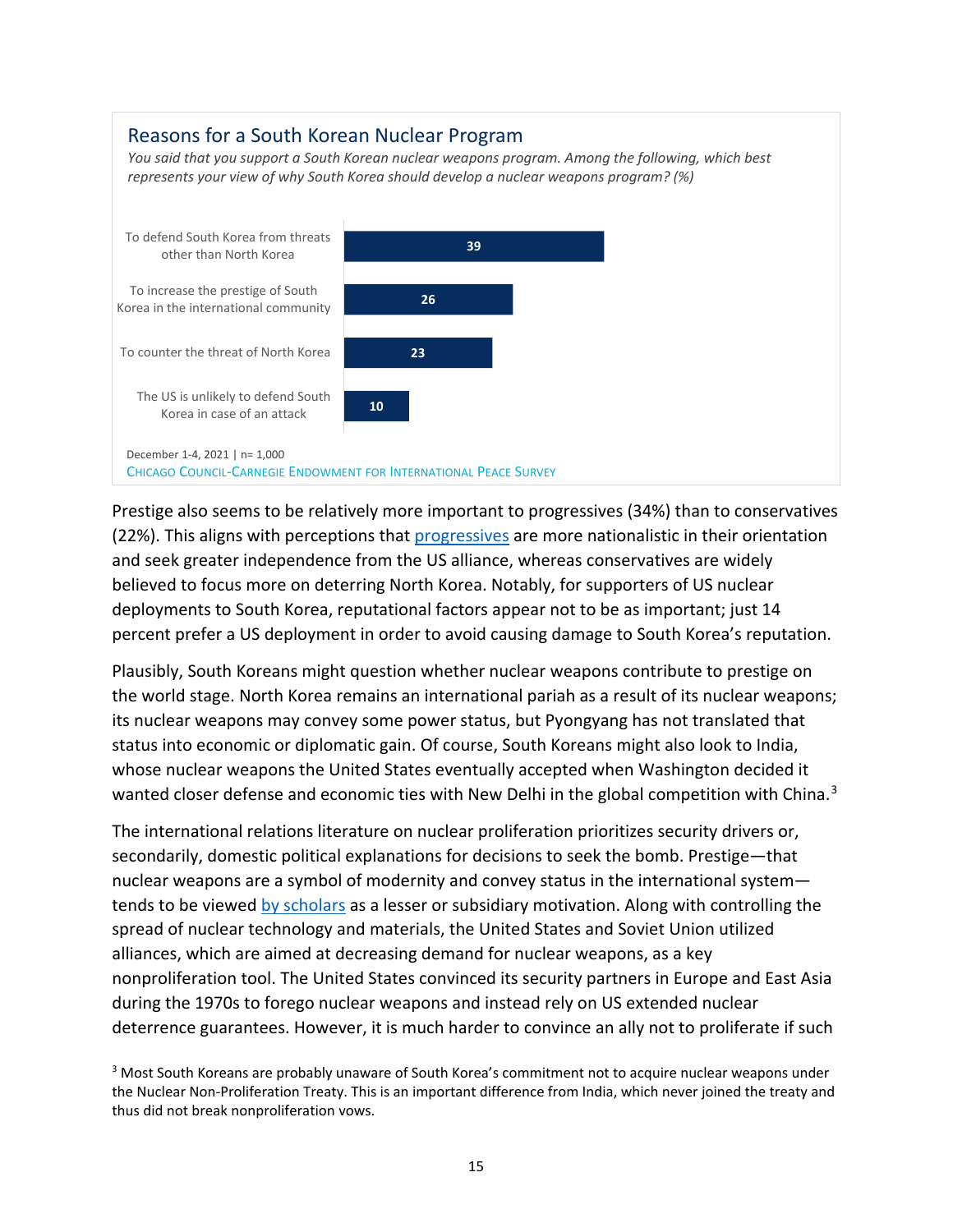### Reasons for a South Korean Nuclear Program

*You said that you support a South Korean nuclear weapons program. Among the following, which best represents your view of why South Korea should develop a nuclear weapons program? (%)*

| Reason | % |
|---|---|
| To defend South Korea from threats other than North Korea | 39 |
| To increase the prestige of South Korea in the international community | 26 |
| To counter the threat of North Korea | 23 |
| The US is unlikely to defend South Korea in case of an attack | 10 |

December 1-4, 2021 | n= 1,000

Chicago Council-Carnegie Endowment for International Peace Survey

Prestige also seems to be relatively more important to progressives (34%) than to conservatives (22%). This aligns with perceptions that progressives are more nationalistic in their orientation and seek greater independence from the US alliance, whereas conservatives are widely believed to focus more on deterring North Korea. Notably, for supporters of US nuclear deployments to South Korea, reputational factors appear not to be as important; just 14 percent prefer a US deployment in order to avoid causing damage to South Korea's reputation.

Plausibly, South Koreans might question whether nuclear weapons contribute to prestige on the world stage. North Korea remains an international pariah as a result of its nuclear weapons; its nuclear weapons may convey some power status, but Pyongyang has not translated that status into economic or diplomatic gain. Of course, South Koreans might also look to India, whose nuclear weapons the United States eventually accepted when Washington decided it wanted closer defense and economic ties with New Delhi in the global competition with China.[3]

The international relations literature on nuclear proliferation prioritizes security drivers or, secondarily, domestic political explanations for decisions to seek the bomb. Prestige—that nuclear weapons are a symbol of modernity and convey status in the international system—tends to be viewed by scholars as a lesser or subsidiary motivation. Along with controlling the spread of nuclear technology and materials, the United States and Soviet Union utilized alliances, which are aimed at decreasing demand for nuclear weapons, as a key nonproliferation tool. The United States convinced its security partners in Europe and East Asia during the 1970s to forego nuclear weapons and instead rely on US extended nuclear deterrence guarantees. However, it is much harder to convince an ally not to proliferate if such

[3] Most South Koreans are probably unaware of South Korea's commitment not to acquire nuclear weapons under the Nuclear Non-Proliferation Treaty. This is an important difference from India, which never joined the treaty and thus did not break nonproliferation vows.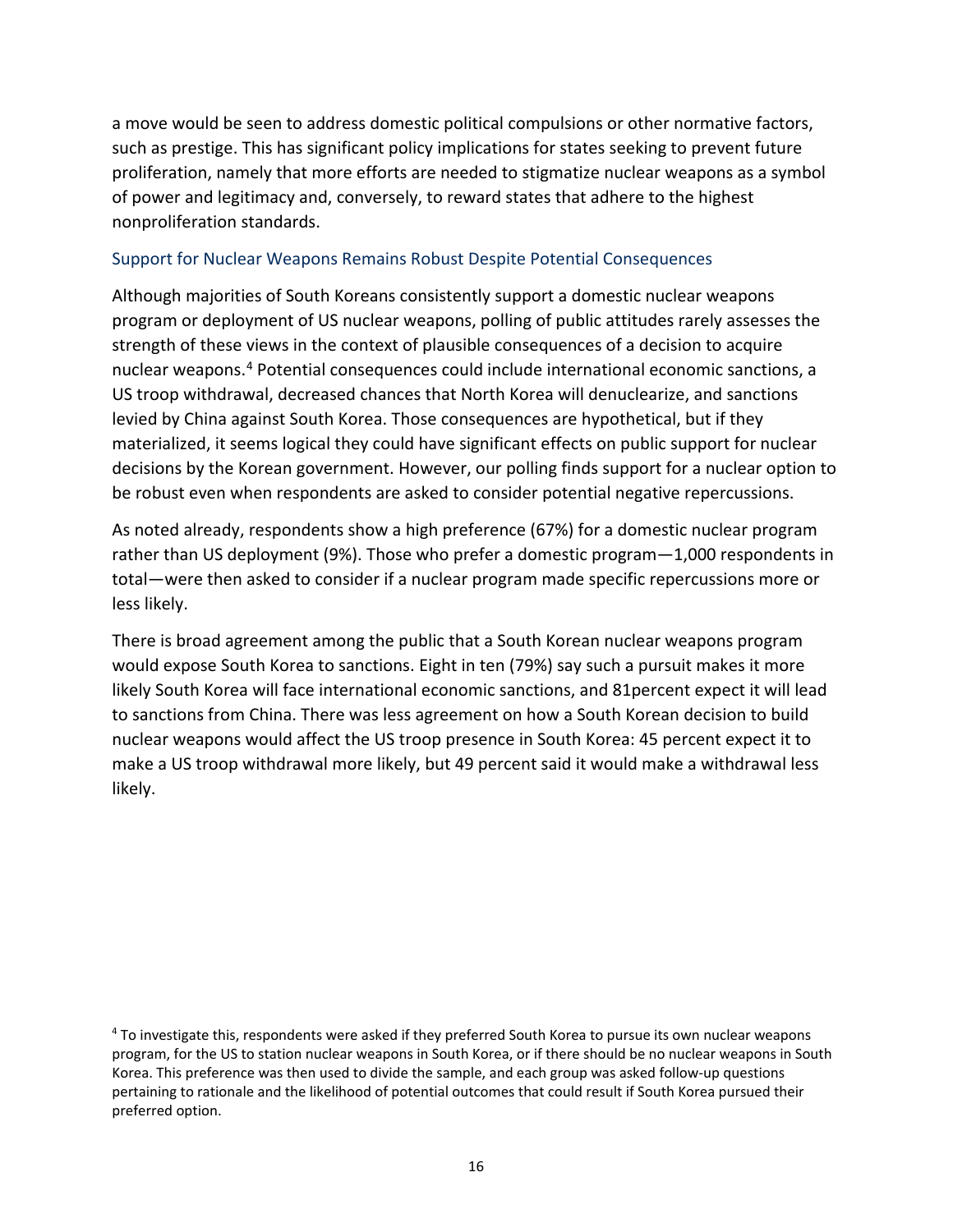a move would be seen to address domestic political compulsions or other normative factors, such as prestige. This has significant policy implications for states seeking to prevent future proliferation, namely that more efforts are needed to stigmatize nuclear weapons as a symbol of power and legitimacy and, conversely, to reward states that adhere to the highest nonproliferation standards.

### Support for Nuclear Weapons Remains Robust Despite Potential Consequences

Although majorities of South Koreans consistently support a domestic nuclear weapons program or deployment of US nuclear weapons, polling of public attitudes rarely assesses the strength of these views in the context of plausible consequences of a decision to acquire nuclear weapons.[4] Potential consequences could include international economic sanctions, a US troop withdrawal, decreased chances that North Korea will denuclearize, and sanctions levied by China against South Korea. Those consequences are hypothetical, but if they materialized, it seems logical they could have significant effects on public support for nuclear decisions by the Korean government. However, our polling finds support for a nuclear option to be robust even when respondents are asked to consider potential negative repercussions.

As noted already, respondents show a high preference (67%) for a domestic nuclear program rather than US deployment (9%). Those who prefer a domestic program—1,000 respondents in total—were then asked to consider if a nuclear program made specific repercussions more or less likely.

There is broad agreement among the public that a South Korean nuclear weapons program would expose South Korea to sanctions. Eight in ten (79%) say such a pursuit makes it more likely South Korea will face international economic sanctions, and 81percent expect it will lead to sanctions from China. There was less agreement on how a South Korean decision to build nuclear weapons would affect the US troop presence in South Korea: 45 percent expect it to make a US troop withdrawal more likely, but 49 percent said it would make a withdrawal less likely.

[4] To investigate this, respondents were asked if they preferred South Korea to pursue its own nuclear weapons program, for the US to station nuclear weapons in South Korea, or if there should be no nuclear weapons in South Korea. This preference was then used to divide the sample, and each group was asked follow-up questions pertaining to rationale and the likelihood of potential outcomes that could result if South Korea pursued their preferred option.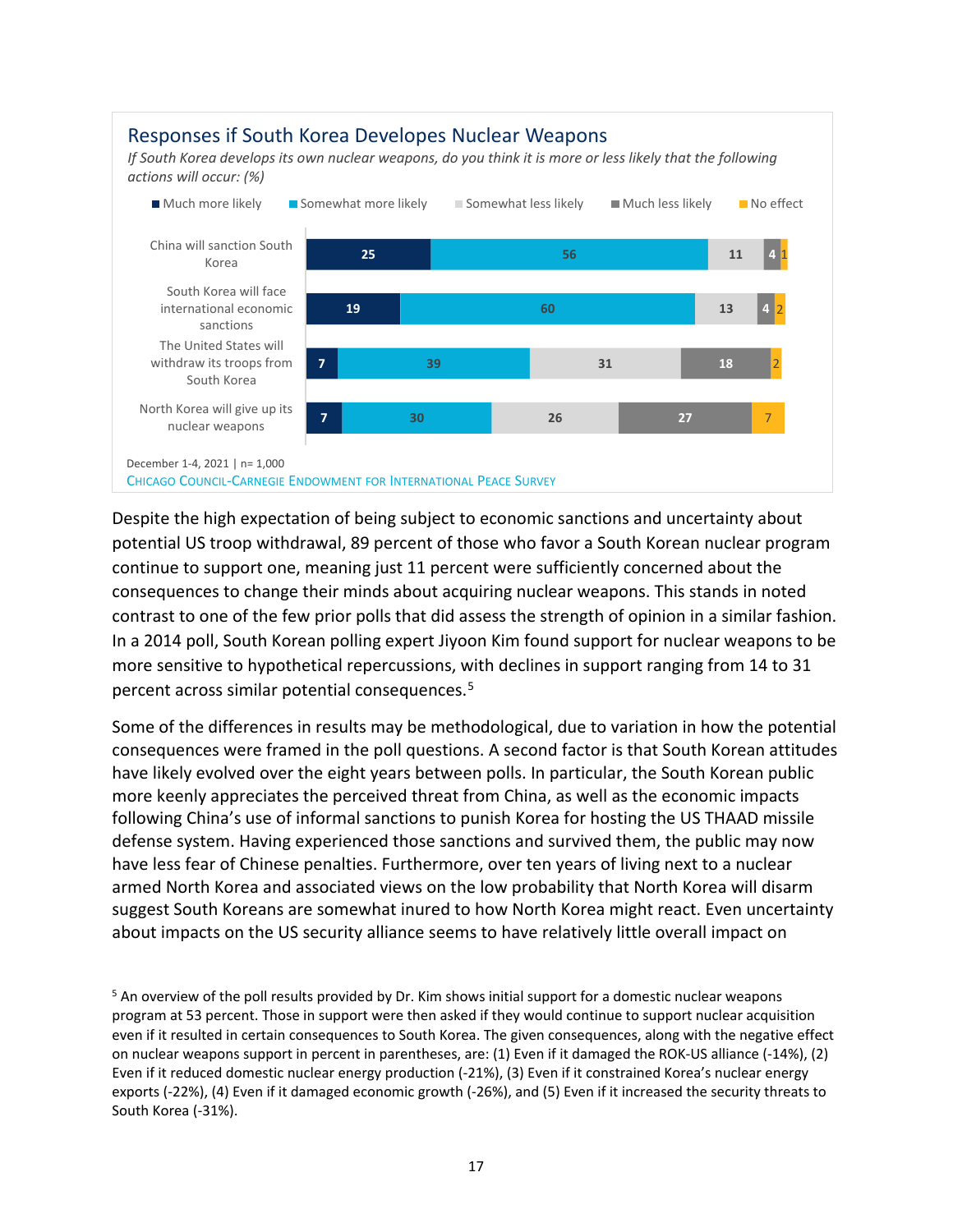## Responses if South Korea Developes Nuclear Weapons

*If South Korea develops its own nuclear weapons, do you think it is more or less likely that the following actions will occur: (%)*

| | Much more likely | Somewhat more likely | Somewhat less likely | Much less likely | No effect |
|---|---|---|---|---|---|
| China will sanction South Korea | 25 | 56 | 11 | 4 | 1 |
| South Korea will face international economic sanctions | 19 | 60 | 13 | 4 | 2 |
| The United States will withdraw its troops from South Korea | 7 | 39 | 31 | 18 | 2 |
| North Korea will give up its nuclear weapons | 7 | 30 | 26 | 27 | 7 |

December 1-4, 2021 | n= 1,000

CHICAGO COUNCIL-CARNEGIE ENDOWMENT FOR INTERNATIONAL PEACE SURVEY

Despite the high expectation of being subject to economic sanctions and uncertainty about potential US troop withdrawal, 89 percent of those who favor a South Korean nuclear program continue to support one, meaning just 11 percent were sufficiently concerned about the consequences to change their minds about acquiring nuclear weapons. This stands in noted contrast to one of the few prior polls that did assess the strength of opinion in a similar fashion. In a 2014 poll, South Korean polling expert Jiyoon Kim found support for nuclear weapons to be more sensitive to hypothetical repercussions, with declines in support ranging from 14 to 31 percent across similar potential consequences.[5]

Some of the differences in results may be methodological, due to variation in how the potential consequences were framed in the poll questions. A second factor is that South Korean attitudes have likely evolved over the eight years between polls. In particular, the South Korean public more keenly appreciates the perceived threat from China, as well as the economic impacts following China's use of informal sanctions to punish Korea for hosting the US THAAD missile defense system. Having experienced those sanctions and survived them, the public may now have less fear of Chinese penalties. Furthermore, over ten years of living next to a nuclear armed North Korea and associated views on the low probability that North Korea will disarm suggest South Koreans are somewhat inured to how North Korea might react. Even uncertainty about impacts on the US security alliance seems to have relatively little overall impact on

[5] An overview of the poll results provided by Dr. Kim shows initial support for a domestic nuclear weapons program at 53 percent. Those in support were then asked if they would continue to support nuclear acquisition even if it resulted in certain consequences to South Korea. The given consequences, along with the negative effect on nuclear weapons support in percent in parentheses, are: (1) Even if it damaged the ROK-US alliance (-14%), (2) Even if it reduced domestic nuclear energy production (-21%), (3) Even if it constrained Korea's nuclear energy exports (-22%), (4) Even if it damaged economic growth (-26%), and (5) Even if it increased the security threats to South Korea (-31%).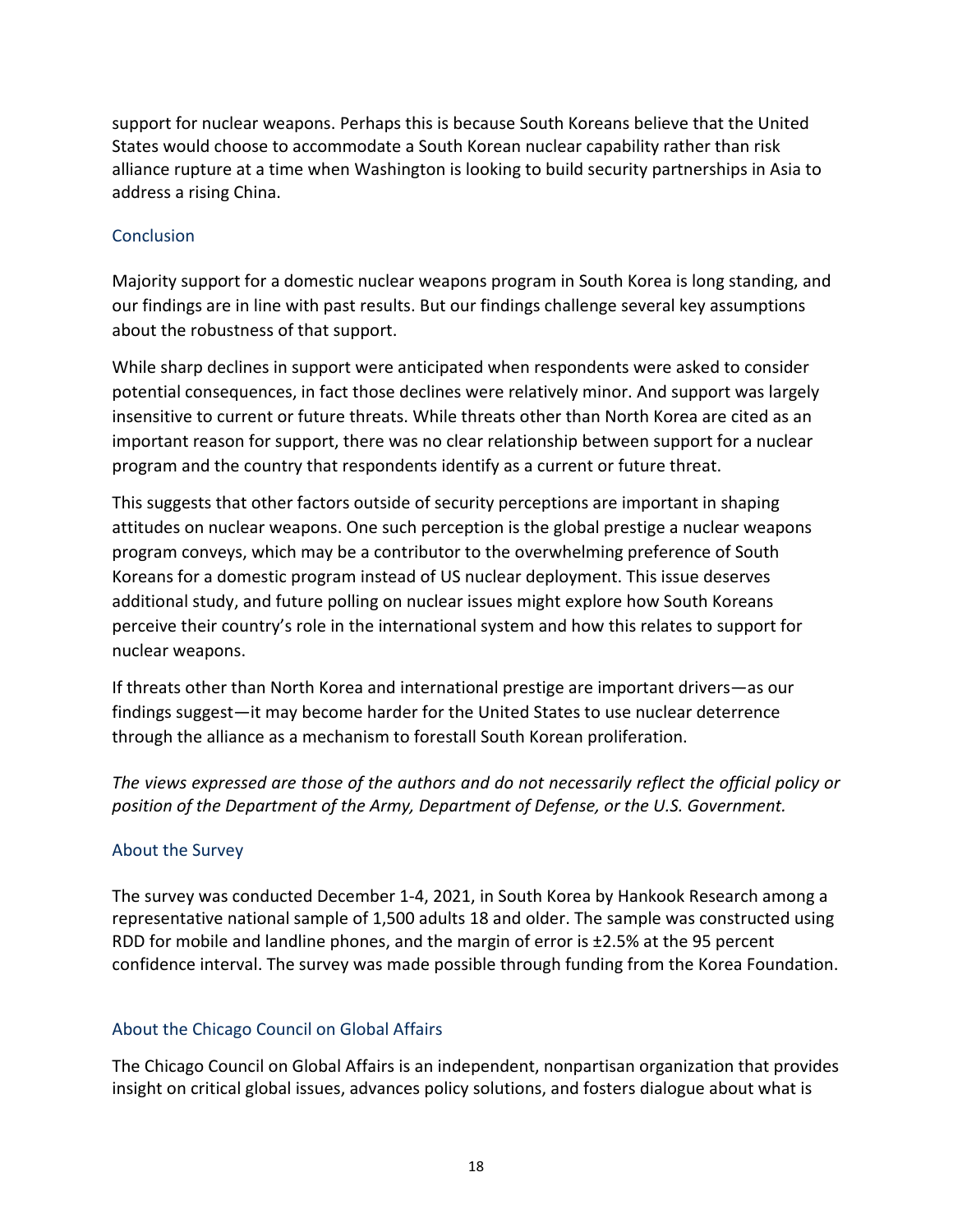support for nuclear weapons. Perhaps this is because South Koreans believe that the United States would choose to accommodate a South Korean nuclear capability rather than risk alliance rupture at a time when Washington is looking to build security partnerships in Asia to address a rising China.

## Conclusion

Majority support for a domestic nuclear weapons program in South Korea is long standing, and our findings are in line with past results. But our findings challenge several key assumptions about the robustness of that support.

While sharp declines in support were anticipated when respondents were asked to consider potential consequences, in fact those declines were relatively minor. And support was largely insensitive to current or future threats. While threats other than North Korea are cited as an important reason for support, there was no clear relationship between support for a nuclear program and the country that respondents identify as a current or future threat.

This suggests that other factors outside of security perceptions are important in shaping attitudes on nuclear weapons. One such perception is the global prestige a nuclear weapons program conveys, which may be a contributor to the overwhelming preference of South Koreans for a domestic program instead of US nuclear deployment. This issue deserves additional study, and future polling on nuclear issues might explore how South Koreans perceive their country's role in the international system and how this relates to support for nuclear weapons.

If threats other than North Korea and international prestige are important drivers—as our findings suggest—it may become harder for the United States to use nuclear deterrence through the alliance as a mechanism to forestall South Korean proliferation.

*The views expressed are those of the authors and do not necessarily reflect the official policy or position of the Department of the Army, Department of Defense, or the U.S. Government.*

## About the Survey

The survey was conducted December 1-4, 2021, in South Korea by Hankook Research among a representative national sample of 1,500 adults 18 and older. The sample was constructed using RDD for mobile and landline phones, and the margin of error is ±2.5% at the 95 percent confidence interval. The survey was made possible through funding from the Korea Foundation.

## About the Chicago Council on Global Affairs

The Chicago Council on Global Affairs is an independent, nonpartisan organization that provides insight on critical global issues, advances policy solutions, and fosters dialogue about what is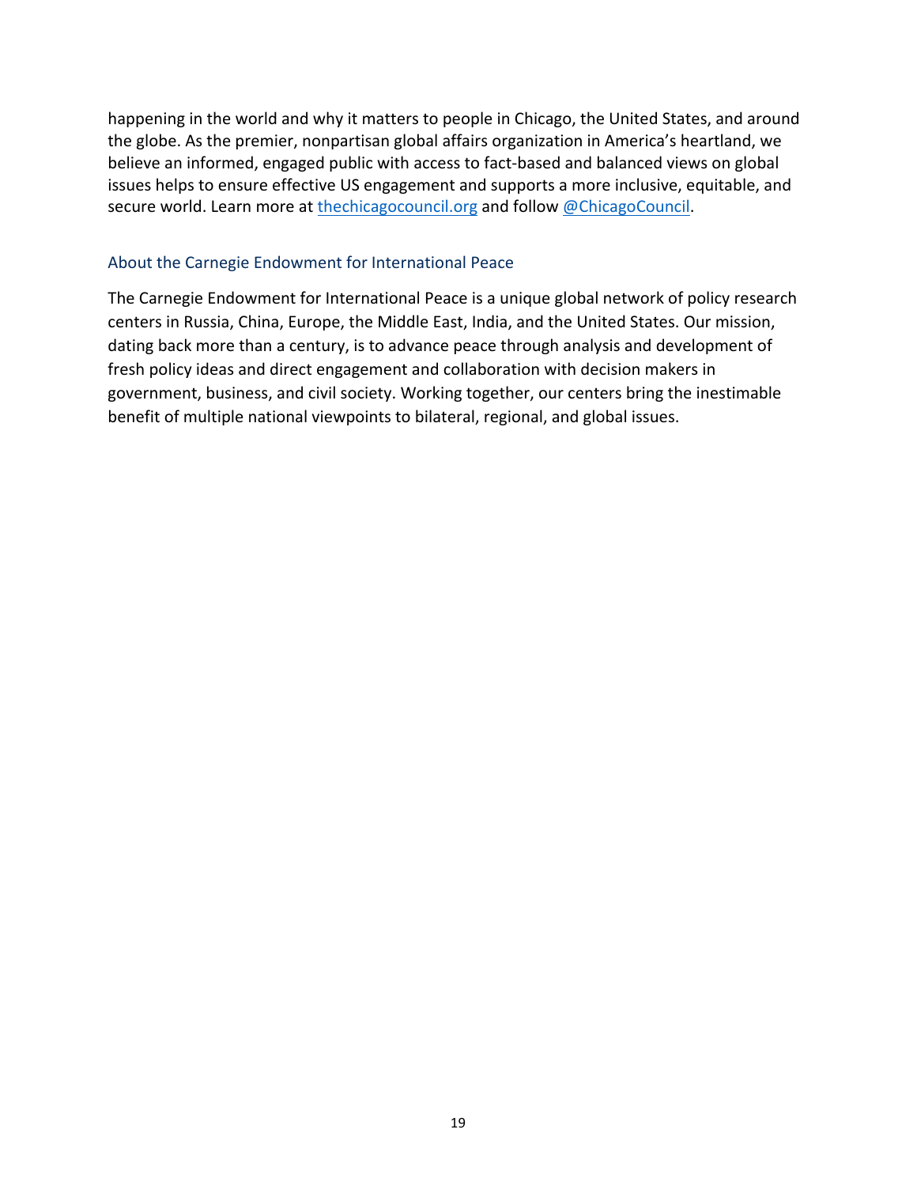happening in the world and why it matters to people in Chicago, the United States, and around the globe. As the premier, nonpartisan global affairs organization in America's heartland, we believe an informed, engaged public with access to fact-based and balanced views on global issues helps to ensure effective US engagement and supports a more inclusive, equitable, and secure world. Learn more at [thechicagocouncil.org](https://thechicagocouncil.org) and follow [@ChicagoCouncil](https://twitter.com/ChicagoCouncil).

### About the Carnegie Endowment for International Peace

The Carnegie Endowment for International Peace is a unique global network of policy research centers in Russia, China, Europe, the Middle East, India, and the United States. Our mission, dating back more than a century, is to advance peace through analysis and development of fresh policy ideas and direct engagement and collaboration with decision makers in government, business, and civil society. Working together, our centers bring the inestimable benefit of multiple national viewpoints to bilateral, regional, and global issues.